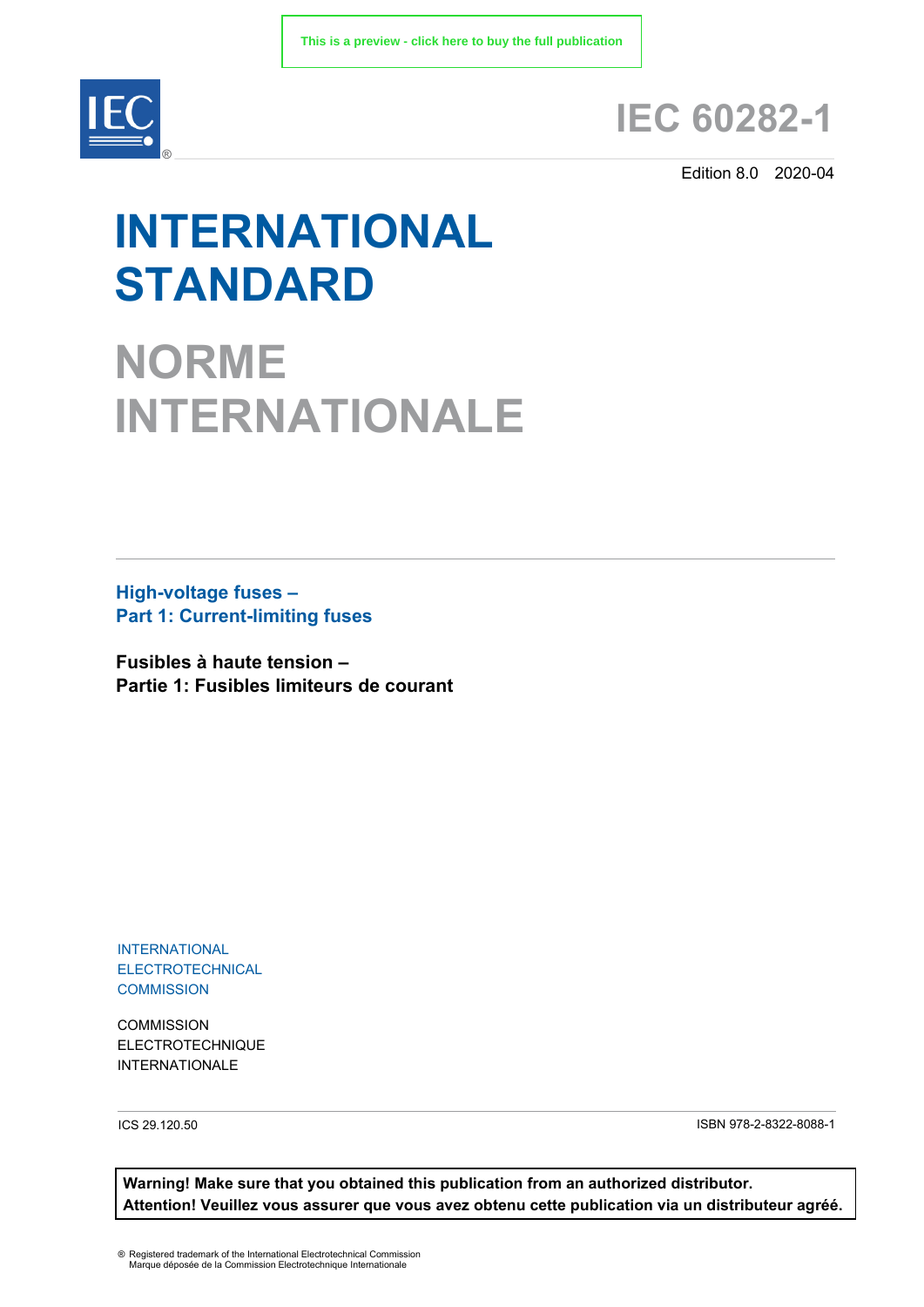This is a preview - click here to buy the full publication

# IEC 60282-1

Edition 8.0 2020-04

# INTERNATIONAL STANDARD

# NORME INTERNATIONALE

**High-voltage fuses –**
**Part 1: Current-limiting fuses**

**Fusibles à haute tension –**
**Partie 1: Fusibles limiteurs de courant**

INTERNATIONAL
ELECTROTECHNICAL
COMMISSION

COMMISSION
ELECTROTECHNIQUE
INTERNATIONALE

ICS 29.120.50

ISBN 978-2-8322-8088-1

**Warning! Make sure that you obtained this publication from an authorized distributor.**
**Attention! Veuillez vous assurer que vous avez obtenu cette publication via un distributeur agréé.**

® Registered trademark of the International Electrotechnical Commission
Marque déposée de la Commission Electrotechnique Internationale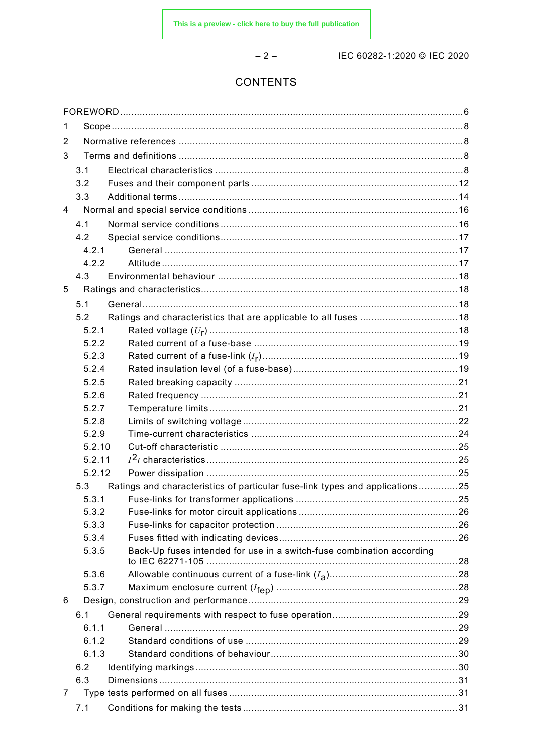# CONTENTS

FOREWORD ... 6

1 Scope ... 8

2 Normative references ... 8

3 Terms and definitions ... 8

- 3.1 Electrical characteristics ... 8
- 3.2 Fuses and their component parts ... 12
- 3.3 Additional terms ... 14

4 Normal and special service conditions ... 16

- 4.1 Normal service conditions ... 16
- 4.2 Special service conditions ... 17
  - 4.2.1 General ... 17
  - 4.2.2 Altitude ... 17
- 4.3 Environmental behaviour ... 18

5 Ratings and characteristics ... 18

- 5.1 General ... 18
- 5.2 Ratings and characteristics that are applicable to all fuses ... 18
  - 5.2.1 Rated voltage ($U_r$) ... 18
  - 5.2.2 Rated current of a fuse-base ... 19
  - 5.2.3 Rated current of a fuse-link ($I_r$) ... 19
  - 5.2.4 Rated insulation level (of a fuse-base) ... 19
  - 5.2.5 Rated breaking capacity ... 21
  - 5.2.6 Rated frequency ... 21
  - 5.2.7 Temperature limits ... 21
  - 5.2.8 Limits of switching voltage ... 22
  - 5.2.9 Time-current characteristics ... 24
  - 5.2.10 Cut-off characteristic ... 25
  - 5.2.11 $I^2t$ characteristics ... 25
  - 5.2.12 Power dissipation ... 25
- 5.3 Ratings and characteristics of particular fuse-link types and applications ... 25
  - 5.3.1 Fuse-links for transformer applications ... 25
  - 5.3.2 Fuse-links for motor circuit applications ... 26
  - 5.3.3 Fuse-links for capacitor protection ... 26
  - 5.3.4 Fuses fitted with indicating devices ... 26
  - 5.3.5 Back-Up fuses intended for use in a switch-fuse combination according to IEC 62271-105 ... 28
  - 5.3.6 Allowable continuous current of a fuse-link ($I_a$) ... 28
  - 5.3.7 Maximum enclosure current ($I_{fep}$) ... 28

6 Design, construction and performance ... 29

- 6.1 General requirements with respect to fuse operation ... 29
  - 6.1.1 General ... 29
  - 6.1.2 Standard conditions of use ... 29
  - 6.1.3 Standard conditions of behaviour ... 30
- 6.2 Identifying markings ... 30
- 6.3 Dimensions ... 31

7 Type tests performed on all fuses ... 31

- 7.1 Conditions for making the tests ... 31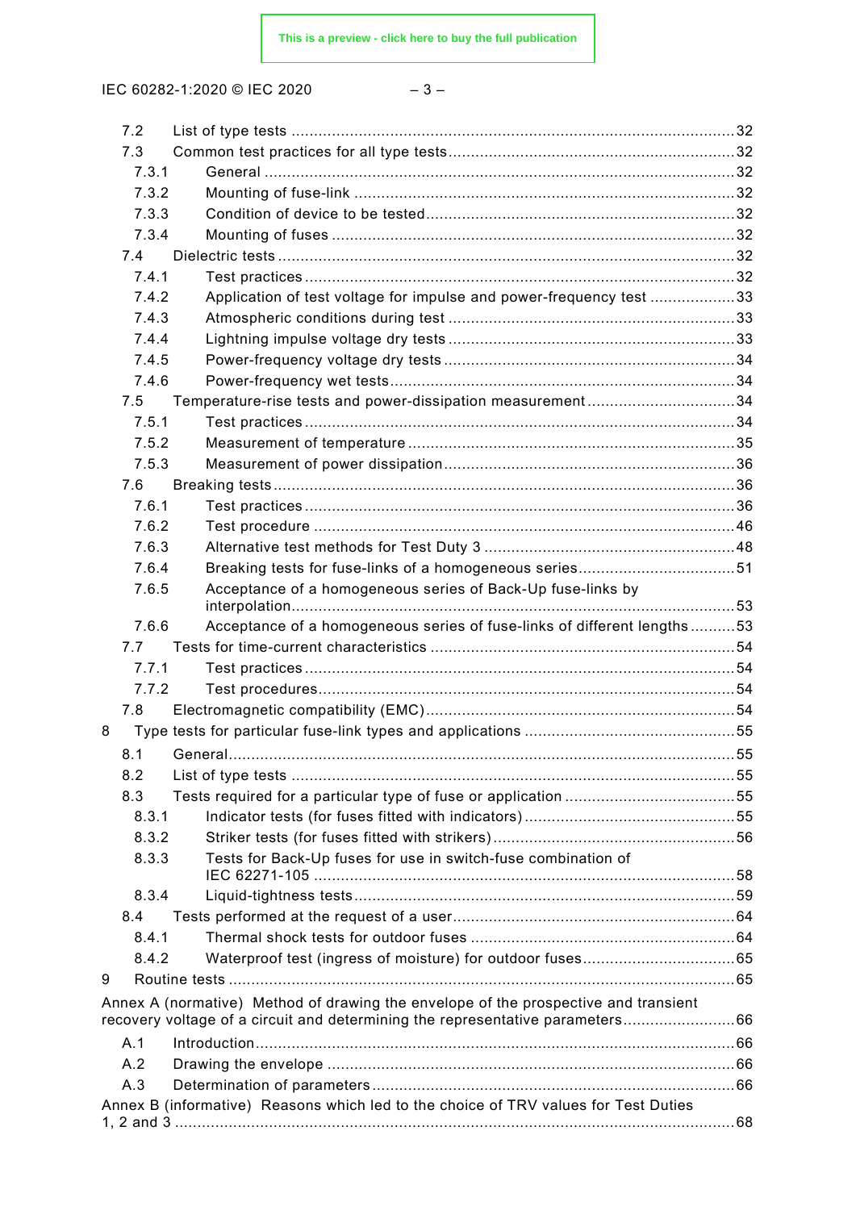7.2 List of type tests ....................................................................................................32
7.3 Common test practices for all type tests ...............................................................32
7.3.1 General .........................................................................................................32
7.3.2 Mounting of fuse-link .....................................................................................32
7.3.3 Condition of device to be tested .....................................................................32
7.3.4 Mounting of fuses ..........................................................................................32
7.4 Dielectric tests ......................................................................................................32
7.4.1 Test practices ................................................................................................32
7.4.2 Application of test voltage for impulse and power-frequency test ....................33
7.4.3 Atmospheric conditions during test ................................................................33
7.4.4 Lightning impulse voltage dry tests ................................................................33
7.4.5 Power-frequency voltage dry tests .................................................................34
7.4.6 Power-frequency wet tests .............................................................................34
7.5 Temperature-rise tests and power-dissipation measurement .................................34
7.5.1 Test practices ................................................................................................34
7.5.2 Measurement of temperature .........................................................................35
7.5.3 Measurement of power dissipation .................................................................36
7.6 Breaking tests .......................................................................................................36
7.6.1 Test practices ................................................................................................36
7.6.2 Test procedure ..............................................................................................46
7.6.3 Alternative test methods for Test Duty 3 .........................................................48
7.6.4 Breaking tests for fuse-links of a homogeneous series ....................................51
7.6.5 Acceptance of a homogeneous series of Back-Up fuse-links by interpolation ...................................................................................................53
7.6.6 Acceptance of a homogeneous series of fuse-links of different lengths ..........53
7.7 Tests for time-current characteristics ....................................................................54
7.7.1 Test practices ................................................................................................54
7.7.2 Test procedures .............................................................................................54
7.8 Electromagnetic compatibility (EMC) .....................................................................54

8 Type tests for particular fuse-link types and applications ...............................................55
8.1 General .................................................................................................................55
8.2 List of type tests ....................................................................................................55
8.3 Tests required for a particular type of fuse or application .......................................55
8.3.1 Indicator tests (for fuses fitted with indicators) ...............................................55
8.3.2 Striker tests (for fuses fitted with strikers) ......................................................56
8.3.3 Tests for Back-Up fuses for use in switch-fuse combination of IEC 62271-105 ..............................................................................................58
8.3.4 Liquid-tightness tests .....................................................................................59
8.4 Tests performed at the request of a user ...............................................................64
8.4.1 Thermal shock tests for outdoor fuses ...........................................................64
8.4.2 Waterproof test (ingress of moisture) for outdoor fuses ..................................65

9 Routine tests .................................................................................................................65

Annex A (normative) Method of drawing the envelope of the prospective and transient recovery voltage of a circuit and determining the representative parameters .........................66
A.1 Introduction ...........................................................................................................66
A.2 Drawing the envelope ...........................................................................................66
A.3 Determination of parameters .................................................................................66

Annex B (informative) Reasons which led to the choice of TRV values for Test Duties 1, 2 and 3 .............................................................................................................................68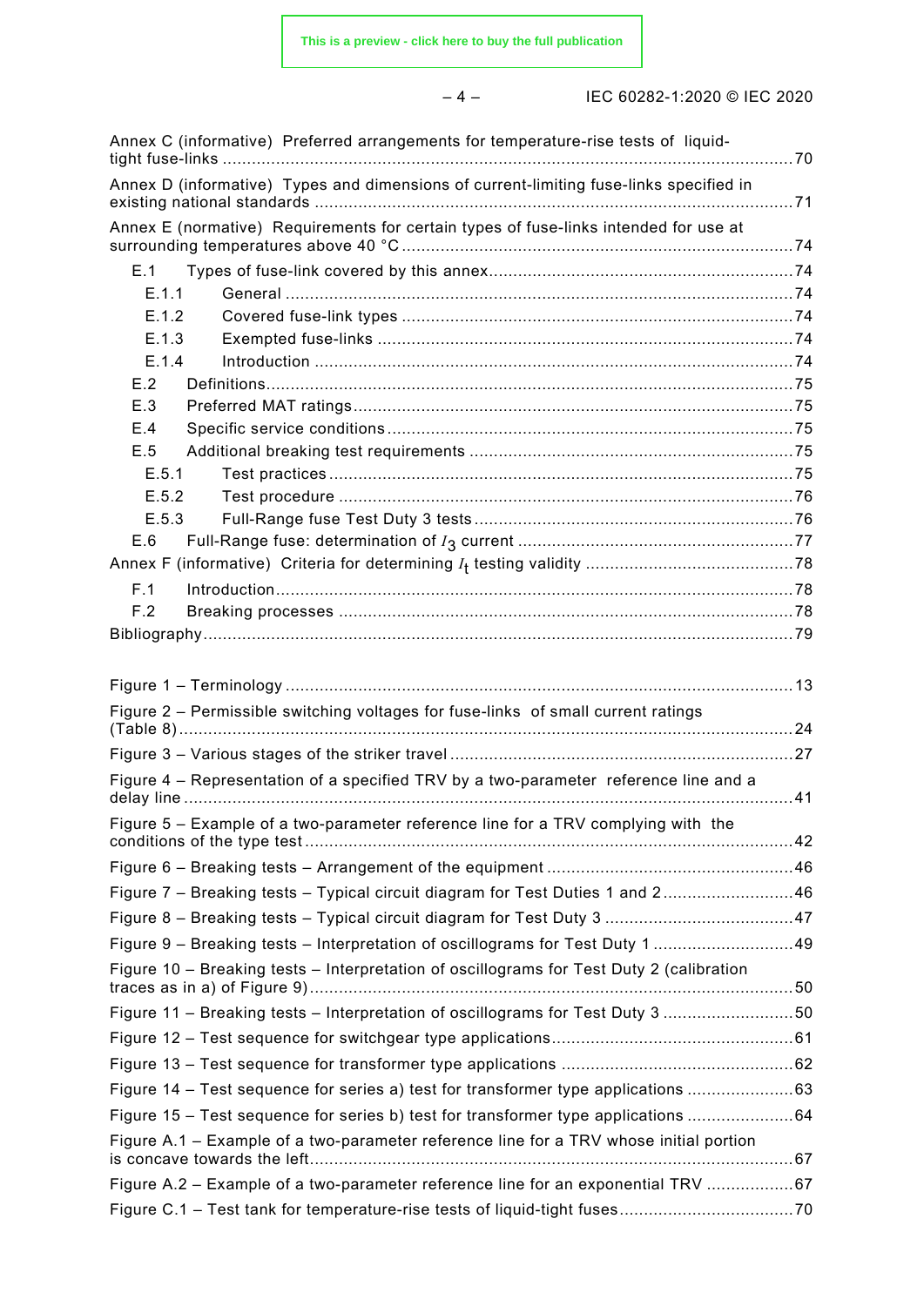Annex C (informative) Preferred arrangements for temperature-rise tests of liquid-tight fuse-links ..... 70

Annex D (informative) Types and dimensions of current-limiting fuse-links specified in existing national standards ..... 71

Annex E (normative) Requirements for certain types of fuse-links intended for use at surrounding temperatures above 40 °C ..... 74

- E.1 Types of fuse-link covered by this annex ..... 74
  - E.1.1 General ..... 74
  - E.1.2 Covered fuse-link types ..... 74
  - E.1.3 Exempted fuse-links ..... 74
  - E.1.4 Introduction ..... 74
- E.2 Definitions ..... 75
- E.3 Preferred MAT ratings ..... 75
- E.4 Specific service conditions ..... 75
- E.5 Additional breaking test requirements ..... 75
  - E.5.1 Test practices ..... 75
  - E.5.2 Test procedure ..... 76
  - E.5.3 Full-Range fuse Test Duty 3 tests ..... 76
- E.6 Full-Range fuse: determination of $I_3$ current ..... 77

Annex F (informative) Criteria for determining $I_t$ testing validity ..... 78

- F.1 Introduction ..... 78
- F.2 Breaking processes ..... 78

Bibliography ..... 79

Figure 1 – Terminology ..... 13

Figure 2 – Permissible switching voltages for fuse-links of small current ratings (Table 8) ..... 24

Figure 3 – Various stages of the striker travel ..... 27

Figure 4 – Representation of a specified TRV by a two-parameter reference line and a delay line ..... 41

Figure 5 – Example of a two-parameter reference line for a TRV complying with the conditions of the type test ..... 42

Figure 6 – Breaking tests – Arrangement of the equipment ..... 46

Figure 7 – Breaking tests – Typical circuit diagram for Test Duties 1 and 2 ..... 46

Figure 8 – Breaking tests – Typical circuit diagram for Test Duty 3 ..... 47

Figure 9 – Breaking tests – Interpretation of oscillograms for Test Duty 1 ..... 49

Figure 10 – Breaking tests – Interpretation of oscillograms for Test Duty 2 (calibration traces as in a) of Figure 9) ..... 50

Figure 11 – Breaking tests – Interpretation of oscillograms for Test Duty 3 ..... 50

Figure 12 – Test sequence for switchgear type applications ..... 61

Figure 13 – Test sequence for transformer type applications ..... 62

Figure 14 – Test sequence for series a) test for transformer type applications ..... 63

Figure 15 – Test sequence for series b) test for transformer type applications ..... 64

Figure A.1 – Example of a two-parameter reference line for a TRV whose initial portion is concave towards the left ..... 67

Figure A.2 – Example of a two-parameter reference line for an exponential TRV ..... 67

Figure C.1 – Test tank for temperature-rise tests of liquid-tight fuses ..... 70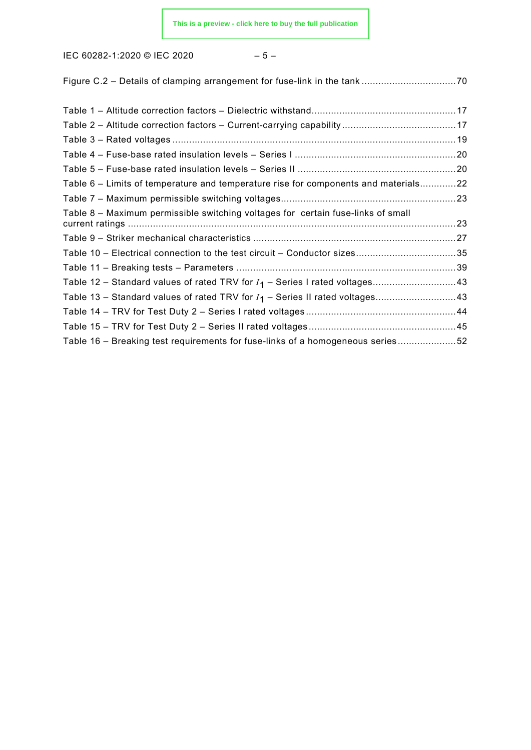Figure C.2 – Details of clamping arrangement for fuse-link in the tank .................................70

Table 1 – Altitude correction factors – Dielectric withstand...................................................17
Table 2 – Altitude correction factors – Current-carrying capability.........................................17
Table 3 – Rated voltages ......................................................................................................19
Table 4 – Fuse-base rated insulation levels – Series I ..........................................................20
Table 5 – Fuse-base rated insulation levels – Series II .........................................................20
Table 6 – Limits of temperature and temperature rise for components and materials.............22
Table 7 – Maximum permissible switching voltages...............................................................23
Table 8 – Maximum permissible switching voltages for certain fuse-links of small current ratings .....................................................................................................................23
Table 9 – Striker mechanical characteristics .........................................................................27
Table 10 – Electrical connection to the test circuit – Conductor sizes....................................35
Table 11 – Breaking tests – Parameters ...............................................................................39
Table 12 – Standard values of rated TRV for $I_1$ – Series I rated voltages..............................43
Table 13 – Standard values of rated TRV for $I_1$ – Series II rated voltages.............................43
Table 14 – TRV for Test Duty 2 – Series I rated voltages......................................................44
Table 15 – TRV for Test Duty 2 – Series II rated voltages.....................................................45
Table 16 – Breaking test requirements for fuse-links of a homogeneous series.....................52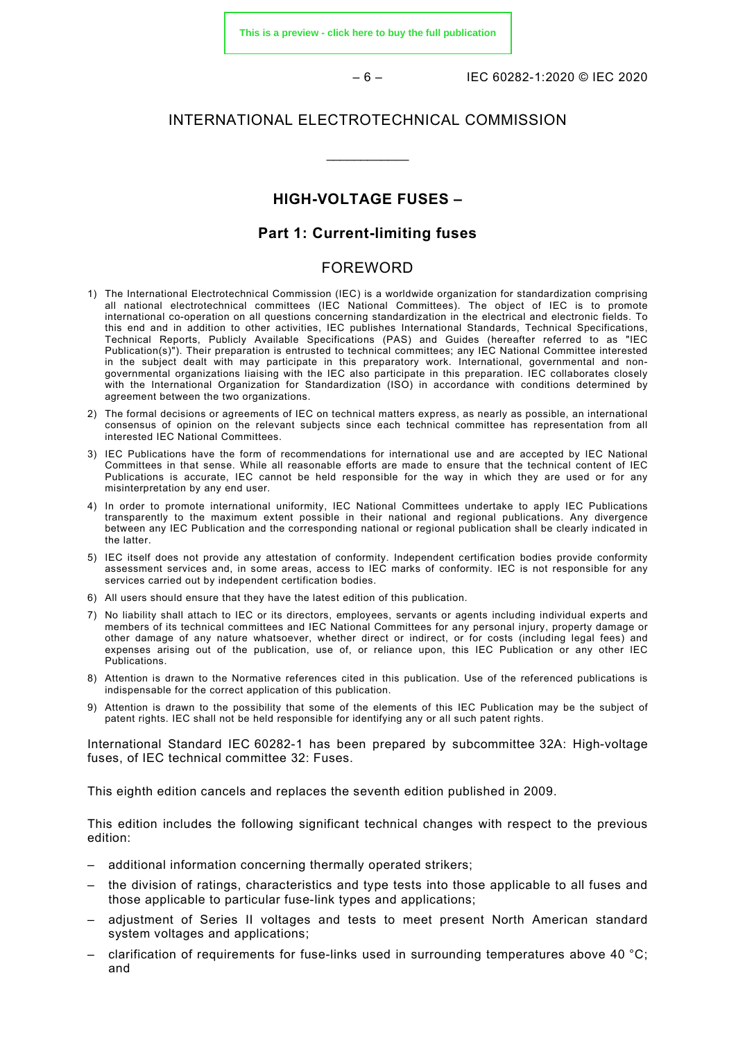# INTERNATIONAL ELECTROTECHNICAL COMMISSION

\_\_\_\_\_\_\_\_\_\_\_\_

## HIGH-VOLTAGE FUSES –

## Part 1: Current-limiting fuses

## FOREWORD

1) The International Electrotechnical Commission (IEC) is a worldwide organization for standardization comprising all national electrotechnical committees (IEC National Committees). The object of IEC is to promote international co-operation on all questions concerning standardization in the electrical and electronic fields. To this end and in addition to other activities, IEC publishes International Standards, Technical Specifications, Technical Reports, Publicly Available Specifications (PAS) and Guides (hereafter referred to as "IEC Publication(s)"). Their preparation is entrusted to technical committees; any IEC National Committee interested in the subject dealt with may participate in this preparatory work. International, governmental and non-governmental organizations liaising with the IEC also participate in this preparation. IEC collaborates closely with the International Organization for Standardization (ISO) in accordance with conditions determined by agreement between the two organizations.
2) The formal decisions or agreements of IEC on technical matters express, as nearly as possible, an international consensus of opinion on the relevant subjects since each technical committee has representation from all interested IEC National Committees.
3) IEC Publications have the form of recommendations for international use and are accepted by IEC National Committees in that sense. While all reasonable efforts are made to ensure that the technical content of IEC Publications is accurate, IEC cannot be held responsible for the way in which they are used or for any misinterpretation by any end user.
4) In order to promote international uniformity, IEC National Committees undertake to apply IEC Publications transparently to the maximum extent possible in their national and regional publications. Any divergence between any IEC Publication and the corresponding national or regional publication shall be clearly indicated in the latter.
5) IEC itself does not provide any attestation of conformity. Independent certification bodies provide conformity assessment services and, in some areas, access to IEC marks of conformity. IEC is not responsible for any services carried out by independent certification bodies.
6) All users should ensure that they have the latest edition of this publication.
7) No liability shall attach to IEC or its directors, employees, servants or agents including individual experts and members of its technical committees and IEC National Committees for any personal injury, property damage or other damage of any nature whatsoever, whether direct or indirect, or for costs (including legal fees) and expenses arising out of the publication, use of, or reliance upon, this IEC Publication or any other IEC Publications.
8) Attention is drawn to the Normative references cited in this publication. Use of the referenced publications is indispensable for the correct application of this publication.
9) Attention is drawn to the possibility that some of the elements of this IEC Publication may be the subject of patent rights. IEC shall not be held responsible for identifying any or all such patent rights.

International Standard IEC 60282-1 has been prepared by subcommittee 32A: High-voltage fuses, of IEC technical committee 32: Fuses.

This eighth edition cancels and replaces the seventh edition published in 2009.

This edition includes the following significant technical changes with respect to the previous edition:

- additional information concerning thermally operated strikers;
- the division of ratings, characteristics and type tests into those applicable to all fuses and those applicable to particular fuse-link types and applications;
- adjustment of Series II voltages and tests to meet present North American standard system voltages and applications;
- clarification of requirements for fuse-links used in surrounding temperatures above 40 °C; and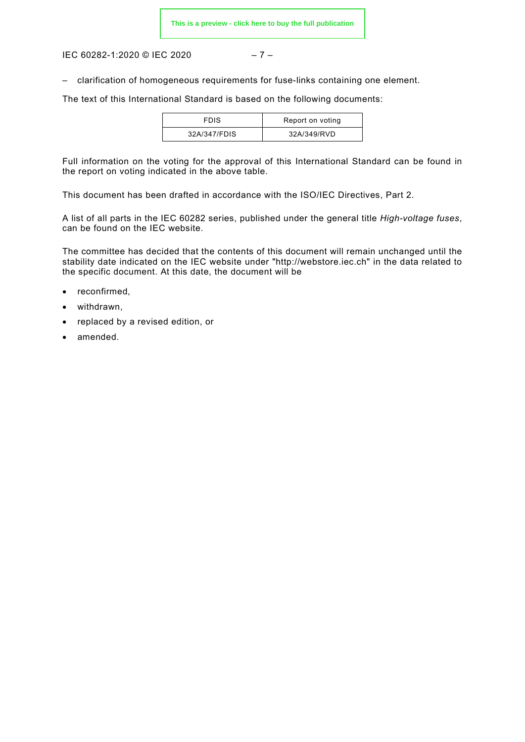– clarification of homogeneous requirements for fuse-links containing one element.

The text of this International Standard is based on the following documents:

| FDIS | Report on voting |
|---|---|
| 32A/347/FDIS | 32A/349/RVD |

Full information on the voting for the approval of this International Standard can be found in the report on voting indicated in the above table.

This document has been drafted in accordance with the ISO/IEC Directives, Part 2.

A list of all parts in the IEC 60282 series, published under the general title *High-voltage fuses*, can be found on the IEC website.

The committee has decided that the contents of this document will remain unchanged until the stability date indicated on the IEC website under "http://webstore.iec.ch" in the data related to the specific document. At this date, the document will be

- reconfirmed,
- withdrawn,
- replaced by a revised edition, or
- amended.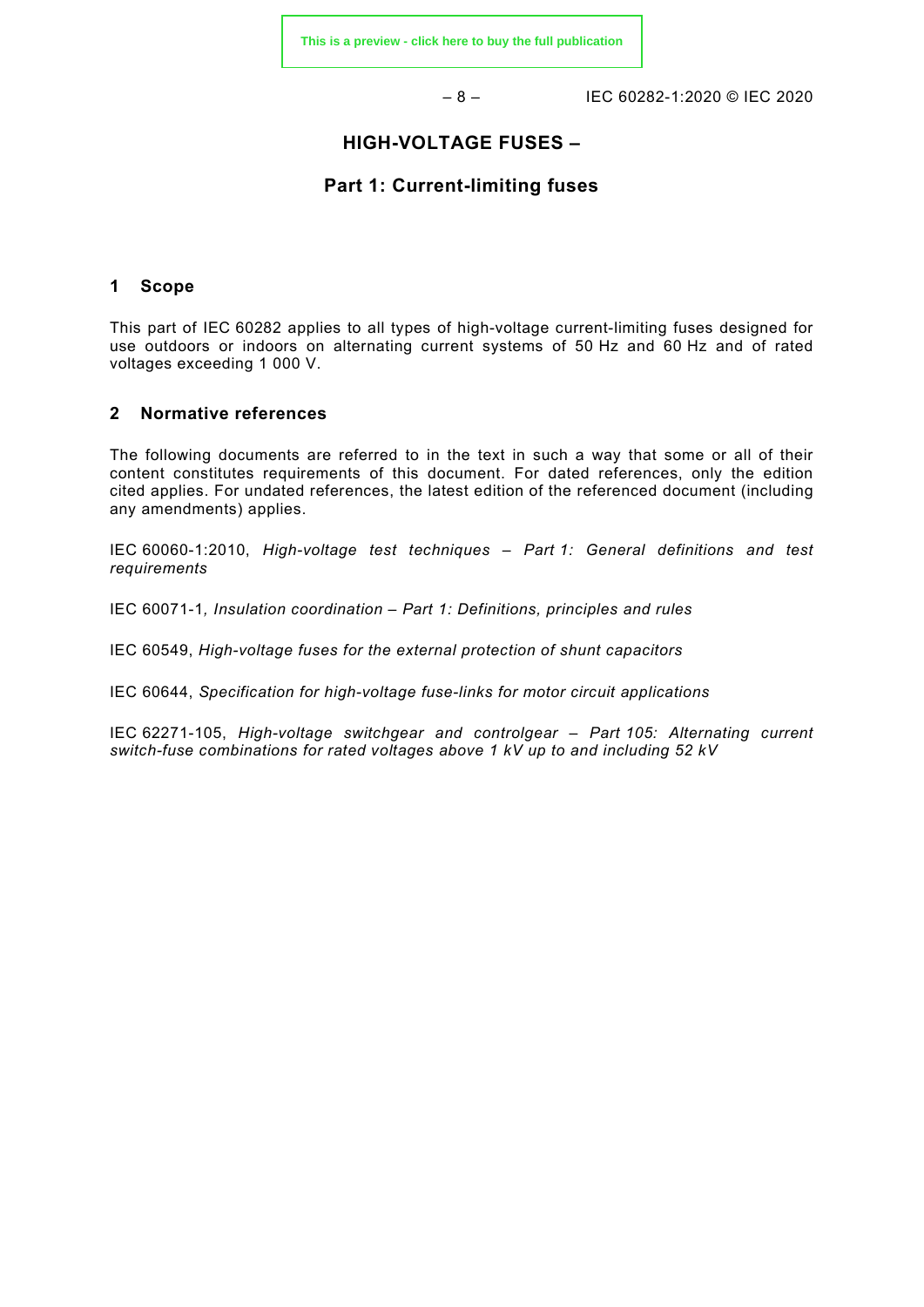# HIGH-VOLTAGE FUSES –

## Part 1: Current-limiting fuses

### 1 Scope

This part of IEC 60282 applies to all types of high-voltage current-limiting fuses designed for use outdoors or indoors on alternating current systems of 50 Hz and 60 Hz and of rated voltages exceeding 1 000 V.

### 2 Normative references

The following documents are referred to in the text in such a way that some or all of their content constitutes requirements of this document. For dated references, only the edition cited applies. For undated references, the latest edition of the referenced document (including any amendments) applies.

IEC 60060-1:2010, *High-voltage test techniques – Part 1: General definitions and test requirements*

IEC 60071-1, *Insulation coordination – Part 1: Definitions, principles and rules*

IEC 60549, *High-voltage fuses for the external protection of shunt capacitors*

IEC 60644, *Specification for high-voltage fuse-links for motor circuit applications*

IEC 62271-105, *High-voltage switchgear and controlgear – Part 105: Alternating current switch-fuse combinations for rated voltages above 1 kV up to and including 52 kV*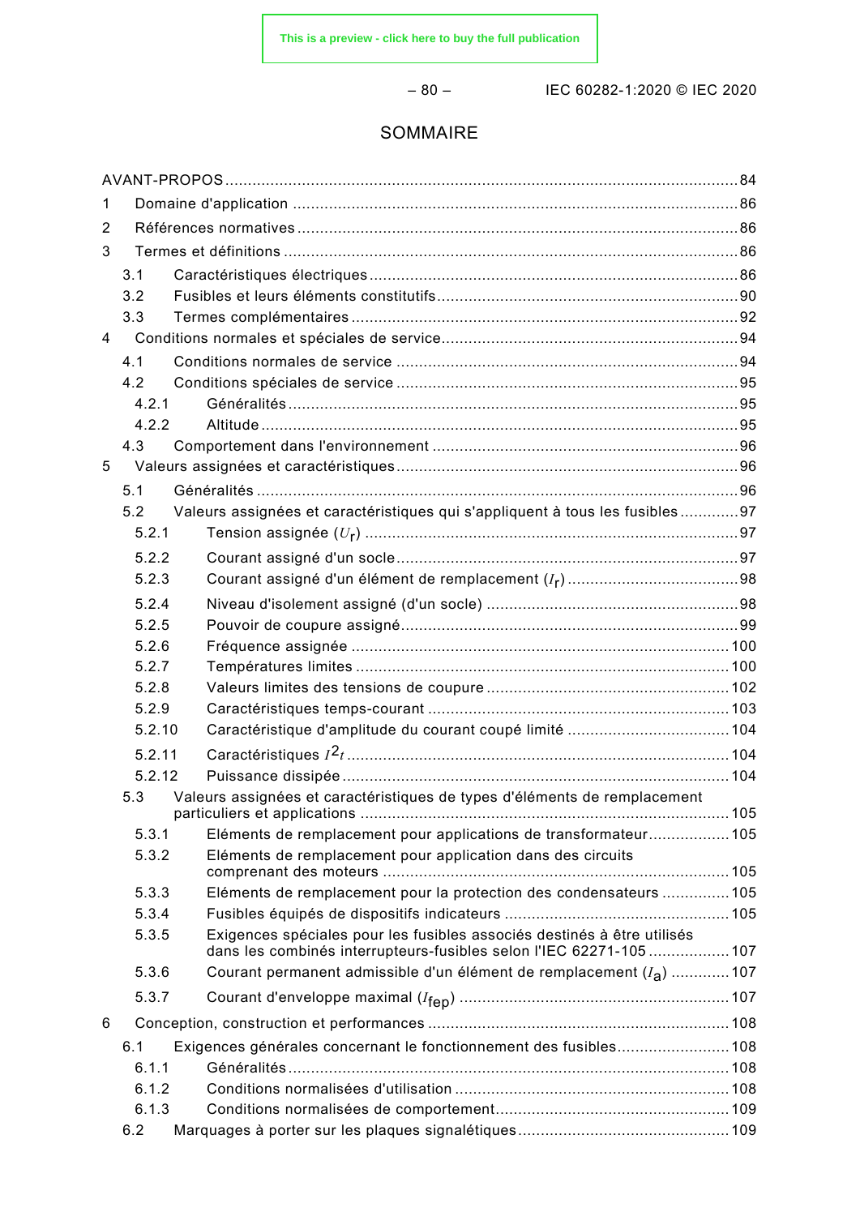# SOMMAIRE

AVANT-PROPOS .... 84

1 Domaine d'application .... 86

2 Références normatives .... 86

3 Termes et définitions .... 86

- 3.1 Caractéristiques électriques .... 86
- 3.2 Fusibles et leurs éléments constitutifs .... 90
- 3.3 Termes complémentaires .... 92

4 Conditions normales et spéciales de service .... 94

- 4.1 Conditions normales de service .... 94
- 4.2 Conditions spéciales de service .... 95
  - 4.2.1 Généralités .... 95
  - 4.2.2 Altitude .... 95
- 4.3 Comportement dans l'environnement .... 96

5 Valeurs assignées et caractéristiques .... 96

- 5.1 Généralités .... 96
- 5.2 Valeurs assignées et caractéristiques qui s'appliquent à tous les fusibles .... 97
  - 5.2.1 Tension assignée ($U_r$) .... 97
  - 5.2.2 Courant assigné d'un socle .... 97
  - 5.2.3 Courant assigné d'un élément de remplacement ($I_r$) .... 98
  - 5.2.4 Niveau d'isolement assigné (d'un socle) .... 98
  - 5.2.5 Pouvoir de coupure assigné .... 99
  - 5.2.6 Fréquence assignée .... 100
  - 5.2.7 Températures limites .... 100
  - 5.2.8 Valeurs limites des tensions de coupure .... 102
  - 5.2.9 Caractéristiques temps-courant .... 103
  - 5.2.10 Caractéristique d'amplitude du courant coupé limité .... 104
  - 5.2.11 Caractéristiques $I^2t$ .... 104
  - 5.2.12 Puissance dissipée .... 104
- 5.3 Valeurs assignées et caractéristiques de types d'éléments de remplacement particuliers et applications .... 105
  - 5.3.1 Eléments de remplacement pour applications de transformateur .... 105
  - 5.3.2 Eléments de remplacement pour application dans des circuits comprenant des moteurs .... 105
  - 5.3.3 Eléments de remplacement pour la protection des condensateurs .... 105
  - 5.3.4 Fusibles équipés de dispositifs indicateurs .... 105
  - 5.3.5 Exigences spéciales pour les fusibles associés destinés à être utilisés dans les combinés interrupteurs-fusibles selon l'IEC 62271-105 .... 107
  - 5.3.6 Courant permanent admissible d'un élément de remplacement ($I_a$) .... 107
  - 5.3.7 Courant d'enveloppe maximal ($I_{fep}$) .... 107

6 Conception, construction et performances .... 108

- 6.1 Exigences générales concernant le fonctionnement des fusibles .... 108
  - 6.1.1 Généralités .... 108
  - 6.1.2 Conditions normalisées d'utilisation .... 108
  - 6.1.3 Conditions normalisées de comportement .... 109
- 6.2 Marquages à porter sur les plaques signalétiques .... 109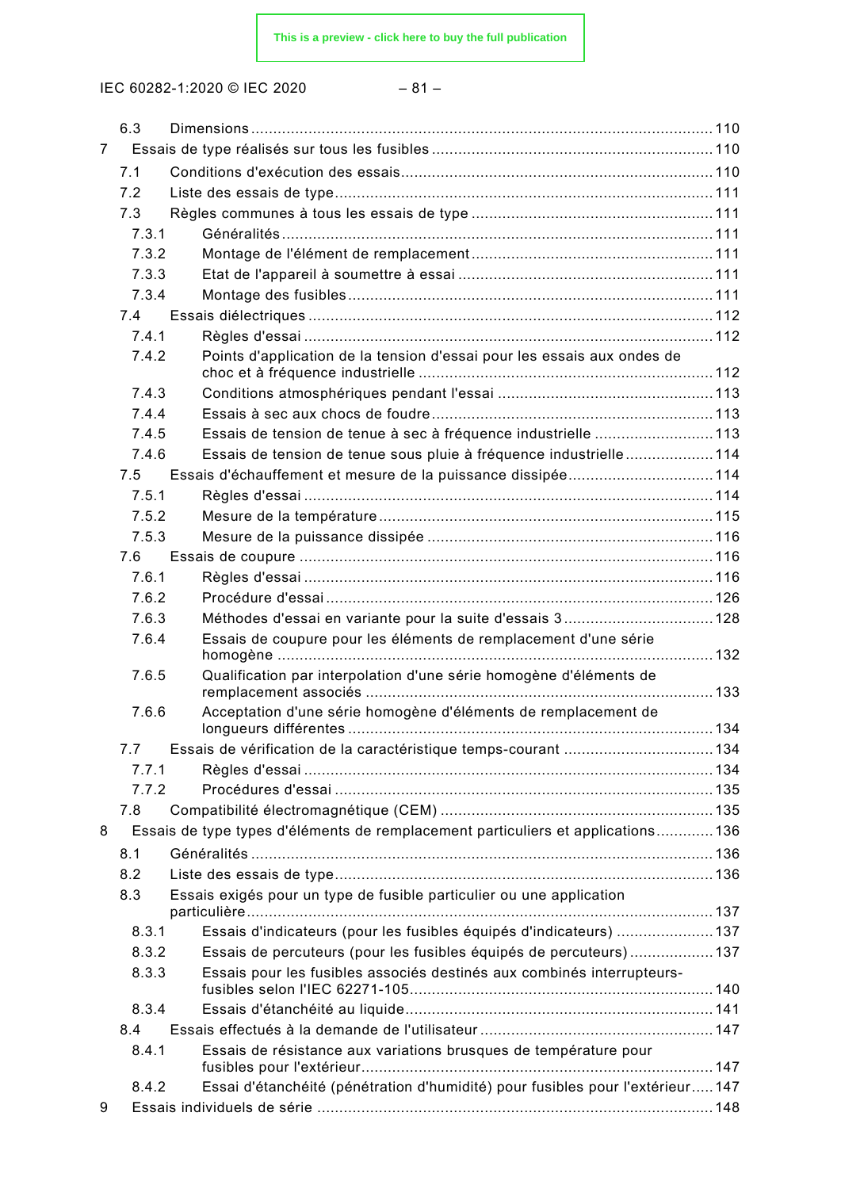6.3 Dimensions .......... 110

7 Essais de type réalisés sur tous les fusibles .......... 110

7.1 Conditions d'exécution des essais .......... 110

7.2 Liste des essais de type .......... 111

7.3 Règles communes à tous les essais de type .......... 111

7.3.1 Généralités .......... 111

7.3.2 Montage de l'élément de remplacement .......... 111

7.3.3 Etat de l'appareil à soumettre à essai .......... 111

7.3.4 Montage des fusibles .......... 111

7.4 Essais diélectriques .......... 112

7.4.1 Règles d'essai .......... 112

7.4.2 Points d'application de la tension d'essai pour les essais aux ondes de choc et à fréquence industrielle .......... 112

7.4.3 Conditions atmosphériques pendant l'essai .......... 113

7.4.4 Essais à sec aux chocs de foudre .......... 113

7.4.5 Essais de tension de tenue à sec à fréquence industrielle .......... 113

7.4.6 Essais de tension de tenue sous pluie à fréquence industrielle .......... 114

7.5 Essais d'échauffement et mesure de la puissance dissipée .......... 114

7.5.1 Règles d'essai .......... 114

7.5.2 Mesure de la température .......... 115

7.5.3 Mesure de la puissance dissipée .......... 116

7.6 Essais de coupure .......... 116

7.6.1 Règles d'essai .......... 116

7.6.2 Procédure d'essai .......... 126

7.6.3 Méthodes d'essai en variante pour la suite d'essais 3 .......... 128

7.6.4 Essais de coupure pour les éléments de remplacement d'une série homogène .......... 132

7.6.5 Qualification par interpolation d'une série homogène d'éléments de remplacement associés .......... 133

7.6.6 Acceptation d'une série homogène d'éléments de remplacement de longueurs différentes .......... 134

7.7 Essais de vérification de la caractéristique temps-courant .......... 134

7.7.1 Règles d'essai .......... 134

7.7.2 Procédures d'essai .......... 135

7.8 Compatibilité électromagnétique (CEM) .......... 135

8 Essais de type types d'éléments de remplacement particuliers et applications .......... 136

8.1 Généralités .......... 136

8.2 Liste des essais de type .......... 136

8.3 Essais exigés pour un type de fusible particulier ou une application particulière .......... 137

8.3.1 Essais d'indicateurs (pour les fusibles équipés d'indicateurs) .......... 137

8.3.2 Essais de percuteurs (pour les fusibles équipés de percuteurs) .......... 137

8.3.3 Essais pour les fusibles associés destinés aux combinés interrupteurs-fusibles selon l'IEC 62271-105 .......... 140

8.3.4 Essais d'étanchéité au liquide .......... 141

8.4 Essais effectués à la demande de l'utilisateur .......... 147

8.4.1 Essais de résistance aux variations brusques de température pour fusibles pour l'extérieur .......... 147

8.4.2 Essai d'étanchéité (pénétration d'humidité) pour fusibles pour l'extérieur .......... 147

9 Essais individuels de série .......... 148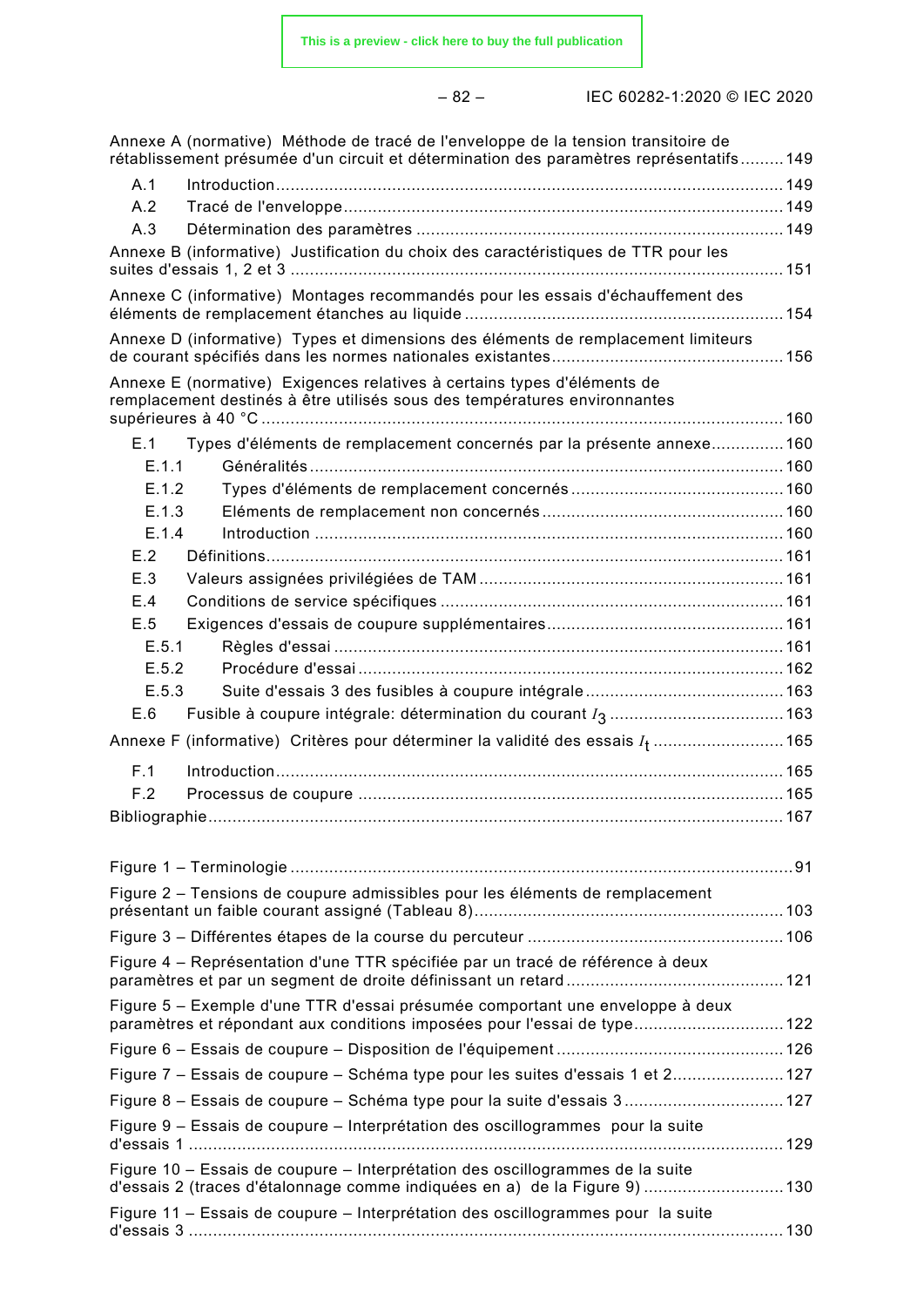Annexe A (normative) Méthode de tracé de l'enveloppe de la tension transitoire de rétablissement présumée d'un circuit et détermination des paramètres représentatifs ......... 149

A.1 Introduction ........................................................................................................ 149
A.2 Tracé de l'enveloppe .......................................................................................... 149
A.3 Détermination des paramètres ........................................................................... 149

Annexe B (informative) Justification du choix des caractéristiques de TTR pour les suites d'essais 1, 2 et 3 ..................................................................................................... 151

Annexe C (informative) Montages recommandés pour les essais d'échauffement des éléments de remplacement étanches au liquide ................................................................. 154

Annexe D (informative) Types et dimensions des éléments de remplacement limiteurs de courant spécifiés dans les normes nationales existantes ............................................... 156

Annexe E (normative) Exigences relatives à certains types d'éléments de remplacement destinés à être utilisés sous des températures environnantes supérieures à 40 °C ........................................................................................................... 160

E.1 Types d'éléments de remplacement concernés par la présente annexe ............... 160
E.1.1 Généralités ................................................................................................. 160
E.1.2 Types d'éléments de remplacement concernés ............................................ 160
E.1.3 Eléments de remplacement non concernés .................................................. 160
E.1.4 Introduction ................................................................................................ 160
E.2 Définitions .......................................................................................................... 161
E.3 Valeurs assignées privilégiées de TAM ............................................................... 161
E.4 Conditions de service spécifiques ...................................................................... 161
E.5 Exigences d'essais de coupure supplémentaires ................................................ 161
E.5.1 Règles d'essai ............................................................................................ 161
E.5.2 Procédure d'essai ....................................................................................... 162
E.5.3 Suite d'essais 3 des fusibles à coupure intégrale ......................................... 163
E.6 Fusible à coupure intégrale: détermination du courant $I_3$ .................................... 163

Annexe F (informative) Critères pour déterminer la validité des essais $I_t$ ........................... 165

F.1 Introduction ........................................................................................................ 165
F.2 Processus de coupure ....................................................................................... 165

Bibliographie ...................................................................................................................... 167

Figure 1 – Terminologie ....................................................................................................... 91

Figure 2 – Tensions de coupure admissibles pour les éléments de remplacement présentant un faible courant assigné (Tableau 8) ................................................................ 103

Figure 3 – Différentes étapes de la course du percuteur .................................................... 106

Figure 4 – Représentation d'une TTR spécifiée par un tracé de référence à deux paramètres et par un segment de droite définissant un retard ............................................ 121

Figure 5 – Exemple d'une TTR d'essai présumée comportant une enveloppe à deux paramètres et répondant aux conditions imposées pour l'essai de type ............................... 122

Figure 6 – Essais de coupure – Disposition de l'équipement ............................................... 126

Figure 7 – Essais de coupure – Schéma type pour les suites d'essais 1 et 2 ....................... 127

Figure 8 – Essais de coupure – Schéma type pour la suite d'essais 3 ................................. 127

Figure 9 – Essais de coupure – Interprétation des oscillogrammes pour la suite d'essais 1 ......................................................................................................................... 129

Figure 10 – Essais de coupure – Interprétation des oscillogrammes de la suite d'essais 2 (traces d'étalonnage comme indiquées en a) de la Figure 9) ............................ 130

Figure 11 – Essais de coupure – Interprétation des oscillogrammes pour la suite d'essais 3 ......................................................................................................................... 130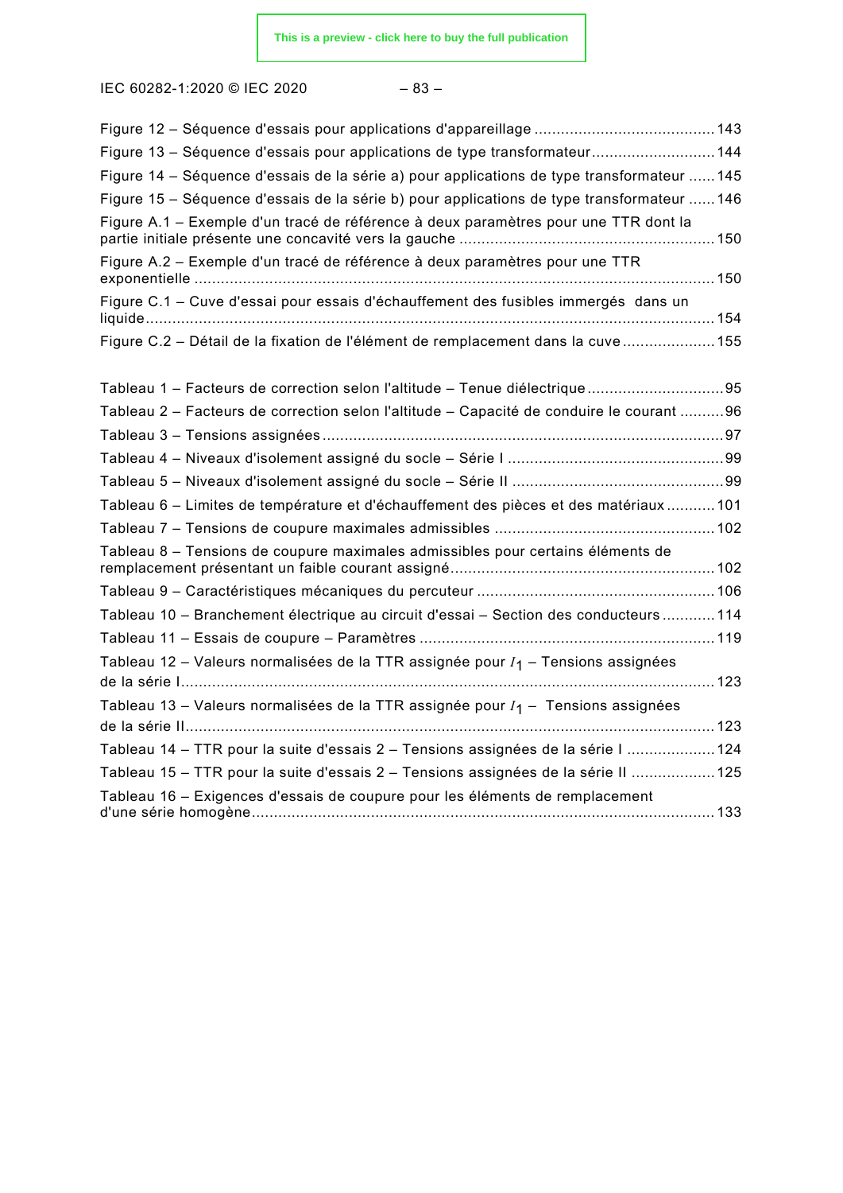Figure 12 – Séquence d'essais pour applications d'appareillage ........................................ 143

Figure 13 – Séquence d'essais pour applications de type transformateur........................... 144

Figure 14 – Séquence d'essais de la série a) pour applications de type transformateur ...... 145

Figure 15 – Séquence d'essais de la série b) pour applications de type transformateur ...... 146

Figure A.1 – Exemple d'un tracé de référence à deux paramètres pour une TTR dont la partie initiale présente une concavité vers la gauche ......................................................... 150

Figure A.2 – Exemple d'un tracé de référence à deux paramètres pour une TTR exponentielle .................................................................................................................... 150

Figure C.1 – Cuve d'essai pour essais d'échauffement des fusibles immergés dans un liquide................................................................................................................................ 154

Figure C.2 – Détail de la fixation de l'élément de remplacement dans la cuve ..................... 155

Tableau 1 – Facteurs de correction selon l'altitude – Tenue diélectrique .............................. 95

Tableau 2 – Facteurs de correction selon l'altitude – Capacité de conduire le courant .......... 96

Tableau 3 – Tensions assignées .......................................................................................... 97

Tableau 4 – Niveaux d'isolement assigné du socle – Série I ................................................ 99

Tableau 5 – Niveaux d'isolement assigné du socle – Série II ............................................... 99

Tableau 6 – Limites de température et d'échauffement des pièces et des matériaux ........... 101

Tableau 7 – Tensions de coupure maximales admissibles ................................................. 102

Tableau 8 – Tensions de coupure maximales admissibles pour certains éléments de remplacement présentant un faible courant assigné........................................................... 102

Tableau 9 – Caractéristiques mécaniques du percuteur ..................................................... 106

Tableau 10 – Branchement électrique au circuit d'essai – Section des conducteurs ............ 114

Tableau 11 – Essais de coupure – Paramètres .................................................................. 119

Tableau 12 – Valeurs normalisées de la TTR assignée pour $I_1$ – Tensions assignées de la série I........................................................................................................................ 123

Tableau 13 – Valeurs normalisées de la TTR assignée pour $I_1$ – Tensions assignées de la série II....................................................................................................................... 123

Tableau 14 – TTR pour la suite d'essais 2 – Tensions assignées de la série I .................... 124

Tableau 15 – TTR pour la suite d'essais 2 – Tensions assignées de la série II ................... 125

Tableau 16 – Exigences d'essais de coupure pour les éléments de remplacement d'une série homogène........................................................................................................ 133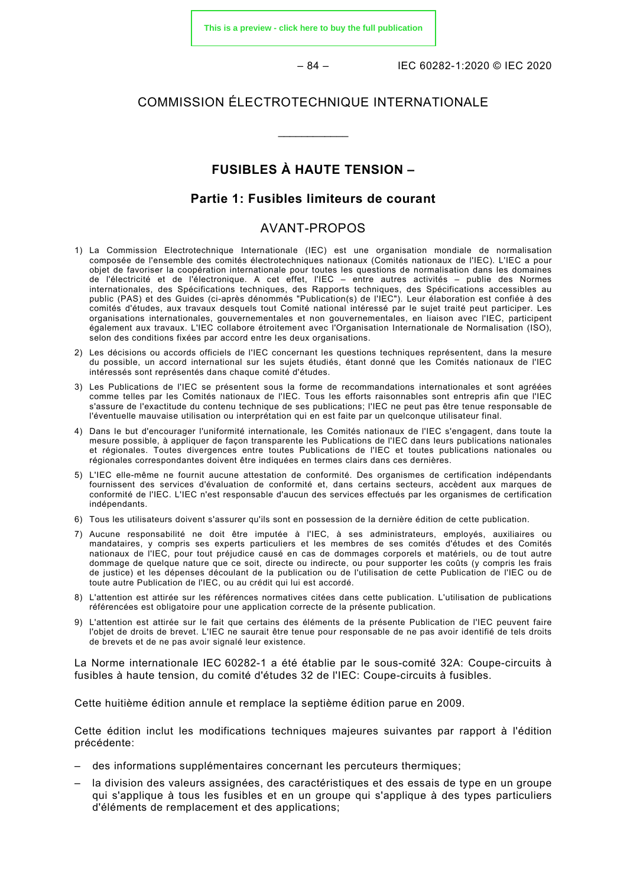COMMISSION ÉLECTROTECHNIQUE INTERNATIONALE

____________

# FUSIBLES À HAUTE TENSION –

## Partie 1: Fusibles limiteurs de courant

## AVANT-PROPOS

1) La Commission Electrotechnique Internationale (IEC) est une organisation mondiale de normalisation composée de l'ensemble des comités électrotechniques nationaux (Comités nationaux de l'IEC). L'IEC a pour objet de favoriser la coopération internationale pour toutes les questions de normalisation dans les domaines de l'électricité et de l'électronique. A cet effet, l'IEC – entre autres activités – publie des Normes internationales, des Spécifications techniques, des Rapports techniques, des Spécifications accessibles au public (PAS) et des Guides (ci-après dénommés "Publication(s) de l'IEC"). Leur élaboration est confiée à des comités d'études, aux travaux desquels tout Comité national intéressé par le sujet traité peut participer. Les organisations internationales, gouvernementales et non gouvernementales, en liaison avec l'IEC, participent également aux travaux. L'IEC collabore étroitement avec l'Organisation Internationale de Normalisation (ISO), selon des conditions fixées par accord entre les deux organisations.

2) Les décisions ou accords officiels de l'IEC concernant les questions techniques représentent, dans la mesure du possible, un accord international sur les sujets étudiés, étant donné que les Comités nationaux de l'IEC intéressés sont représentés dans chaque comité d'études.

3) Les Publications de l'IEC se présentent sous la forme de recommandations internationales et sont agréées comme telles par les Comités nationaux de l'IEC. Tous les efforts raisonnables sont entrepris afin que l'IEC s'assure de l'exactitude du contenu technique de ses publications; l'IEC ne peut pas être tenue responsable de l'éventuelle mauvaise utilisation ou interprétation qui en est faite par un quelconque utilisateur final.

4) Dans le but d'encourager l'uniformité internationale, les Comités nationaux de l'IEC s'engagent, dans toute la mesure possible, à appliquer de façon transparente les Publications de l'IEC dans leurs publications nationales et régionales. Toutes divergences entre toutes Publications de l'IEC et toutes publications nationales ou régionales correspondantes doivent être indiquées en termes clairs dans ces dernières.

5) L'IEC elle-même ne fournit aucune attestation de conformité. Des organismes de certification indépendants fournissent des services d'évaluation de conformité et, dans certains secteurs, accèdent aux marques de conformité de l'IEC. L'IEC n'est responsable d'aucun des services effectués par les organismes de certification indépendants.

6) Tous les utilisateurs doivent s'assurer qu'ils sont en possession de la dernière édition de cette publication.

7) Aucune responsabilité ne doit être imputée à l'IEC, à ses administrateurs, employés, auxiliaires ou mandataires, y compris ses experts particuliers et les membres de ses comités d'études et des Comités nationaux de l'IEC, pour tout préjudice causé en cas de dommages corporels et matériels, ou de tout autre dommage de quelque nature que ce soit, directe ou indirecte, ou pour supporter les coûts (y compris les frais de justice) et les dépenses découlant de la publication ou de l'utilisation de cette Publication de l'IEC ou de toute autre Publication de l'IEC, ou au crédit qui lui est accordé.

8) L'attention est attirée sur les références normatives citées dans cette publication. L'utilisation de publications référencées est obligatoire pour une application correcte de la présente publication.

9) L'attention est attirée sur le fait que certains des éléments de la présente Publication de l'IEC peuvent faire l'objet de droits de brevet. L'IEC ne saurait être tenue pour responsable de ne pas avoir identifié de tels droits de brevets et de ne pas avoir signalé leur existence.

La Norme internationale IEC 60282-1 a été établie par le sous-comité 32A: Coupe-circuits à fusibles à haute tension, du comité d'études 32 de l'IEC: Coupe-circuits à fusibles.

Cette huitième édition annule et remplace la septième édition parue en 2009.

Cette édition inclut les modifications techniques majeures suivantes par rapport à l'édition précédente:

– des informations supplémentaires concernant les percuteurs thermiques;

– la division des valeurs assignées, des caractéristiques et des essais de type en un groupe qui s'applique à tous les fusibles et en un groupe qui s'applique à des types particuliers d'éléments de remplacement et des applications;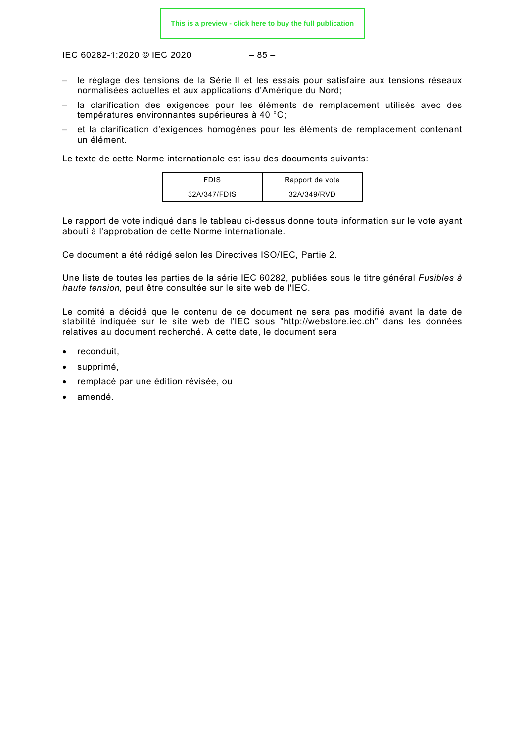– le réglage des tensions de la Série II et les essais pour satisfaire aux tensions réseaux normalisées actuelles et aux applications d'Amérique du Nord;

– la clarification des exigences pour les éléments de remplacement utilisés avec des températures environnantes supérieures à 40 °C;

– et la clarification d'exigences homogènes pour les éléments de remplacement contenant un élément.

Le texte de cette Norme internationale est issu des documents suivants:

| FDIS | Rapport de vote |
| --- | --- |
| 32A/347/FDIS | 32A/349/RVD |

Le rapport de vote indiqué dans le tableau ci-dessus donne toute information sur le vote ayant abouti à l'approbation de cette Norme internationale.

Ce document a été rédigé selon les Directives ISO/IEC, Partie 2.

Une liste de toutes les parties de la série IEC 60282, publiées sous le titre général *Fusibles à haute tension,* peut être consultée sur le site web de l'IEC.

Le comité a décidé que le contenu de ce document ne sera pas modifié avant la date de stabilité indiquée sur le site web de l'IEC sous "http://webstore.iec.ch" dans les données relatives au document recherché. A cette date, le document sera

- reconduit,
- supprimé,
- remplacé par une édition révisée, ou
- amendé.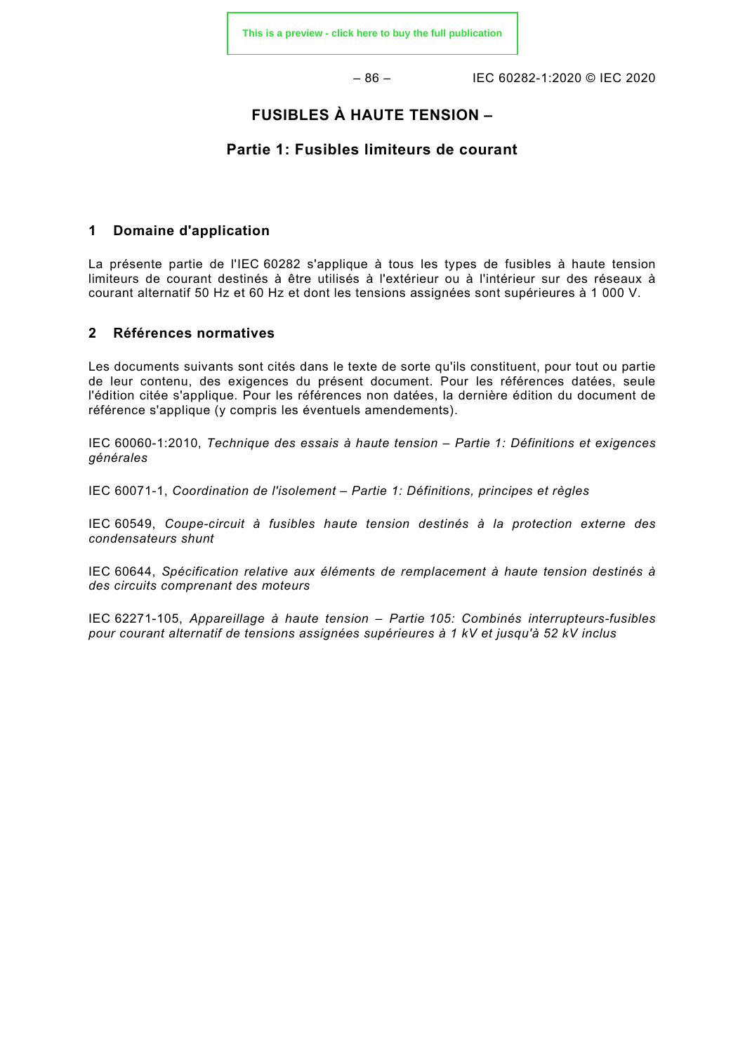# FUSIBLES À HAUTE TENSION –

## Partie 1: Fusibles limiteurs de courant

## 1 Domaine d'application

La présente partie de l'IEC 60282 s'applique à tous les types de fusibles à haute tension limiteurs de courant destinés à être utilisés à l'extérieur ou à l'intérieur sur des réseaux à courant alternatif 50 Hz et 60 Hz et dont les tensions assignées sont supérieures à 1 000 V.

## 2 Références normatives

Les documents suivants sont cités dans le texte de sorte qu'ils constituent, pour tout ou partie de leur contenu, des exigences du présent document. Pour les références datées, seule l'édition citée s'applique. Pour les références non datées, la dernière édition du document de référence s'applique (y compris les éventuels amendements).

IEC 60060-1:2010, *Technique des essais à haute tension – Partie 1: Définitions et exigences générales*

IEC 60071-1, *Coordination de l'isolement – Partie 1: Définitions, principes et règles*

IEC 60549, *Coupe-circuit à fusibles haute tension destinés à la protection externe des condensateurs shunt*

IEC 60644, *Spécification relative aux éléments de remplacement à haute tension destinés à des circuits comprenant des moteurs*

IEC 62271-105, *Appareillage à haute tension – Partie 105: Combinés interrupteurs-fusibles pour courant alternatif de tensions assignées supérieures à 1 kV et jusqu'à 52 kV inclus*